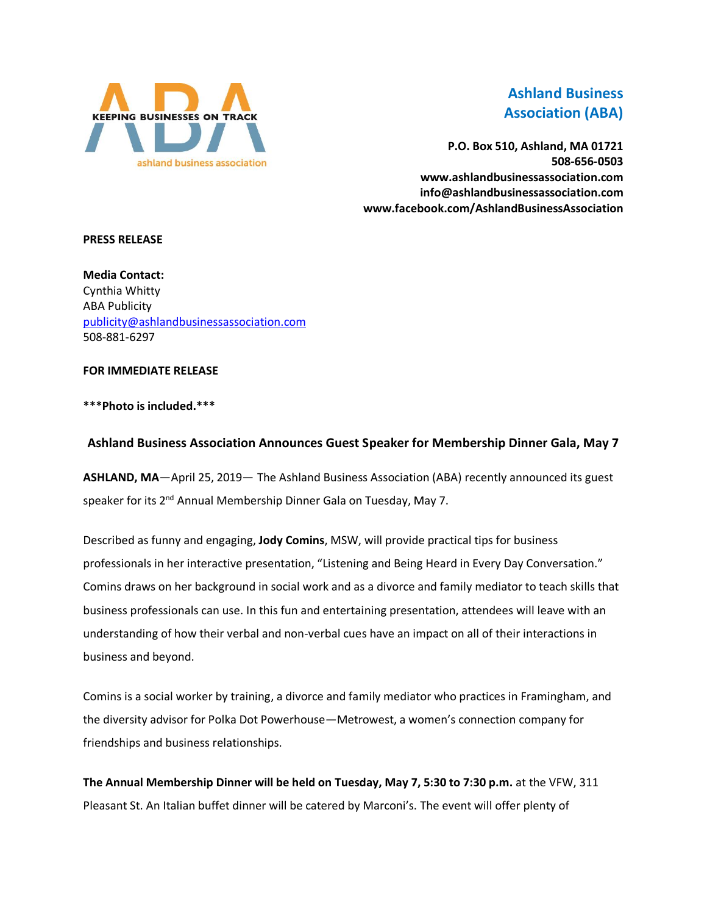KEEPING BUSINESSES ON TRACK

ashland business association

**Ashland Business Association (ABA)**

**P.O. Box 510, Ashland, MA 01721**
**508-656-0503**
**www.ashlandbusinessassociation.com**
**info@ashlandbusinessassociation.com**
**www.facebook.com/AshlandBusinessAssociation**

**PRESS RELEASE**

**Media Contact:**
Cynthia Whitty
ABA Publicity
publicity@ashlandbusinessassociation.com
508-881-6297

**FOR IMMEDIATE RELEASE**

*****Photo is included.*****

## Ashland Business Association Announces Guest Speaker for Membership Dinner Gala, May 7

**ASHLAND, MA**—April 25, 2019— The Ashland Business Association (ABA) recently announced its guest speaker for its 2nd Annual Membership Dinner Gala on Tuesday, May 7.

Described as funny and engaging, **Jody Comins**, MSW, will provide practical tips for business professionals in her interactive presentation, "Listening and Being Heard in Every Day Conversation." Comins draws on her background in social work and as a divorce and family mediator to teach skills that business professionals can use. In this fun and entertaining presentation, attendees will leave with an understanding of how their verbal and non-verbal cues have an impact on all of their interactions in business and beyond.

Comins is a social worker by training, a divorce and family mediator who practices in Framingham, and the diversity advisor for Polka Dot Powerhouse—Metrowest, a women's connection company for friendships and business relationships.

**The Annual Membership Dinner will be held on Tuesday, May 7, 5:30 to 7:30 p.m.** at the VFW, 311 Pleasant St. An Italian buffet dinner will be catered by Marconi's. The event will offer plenty of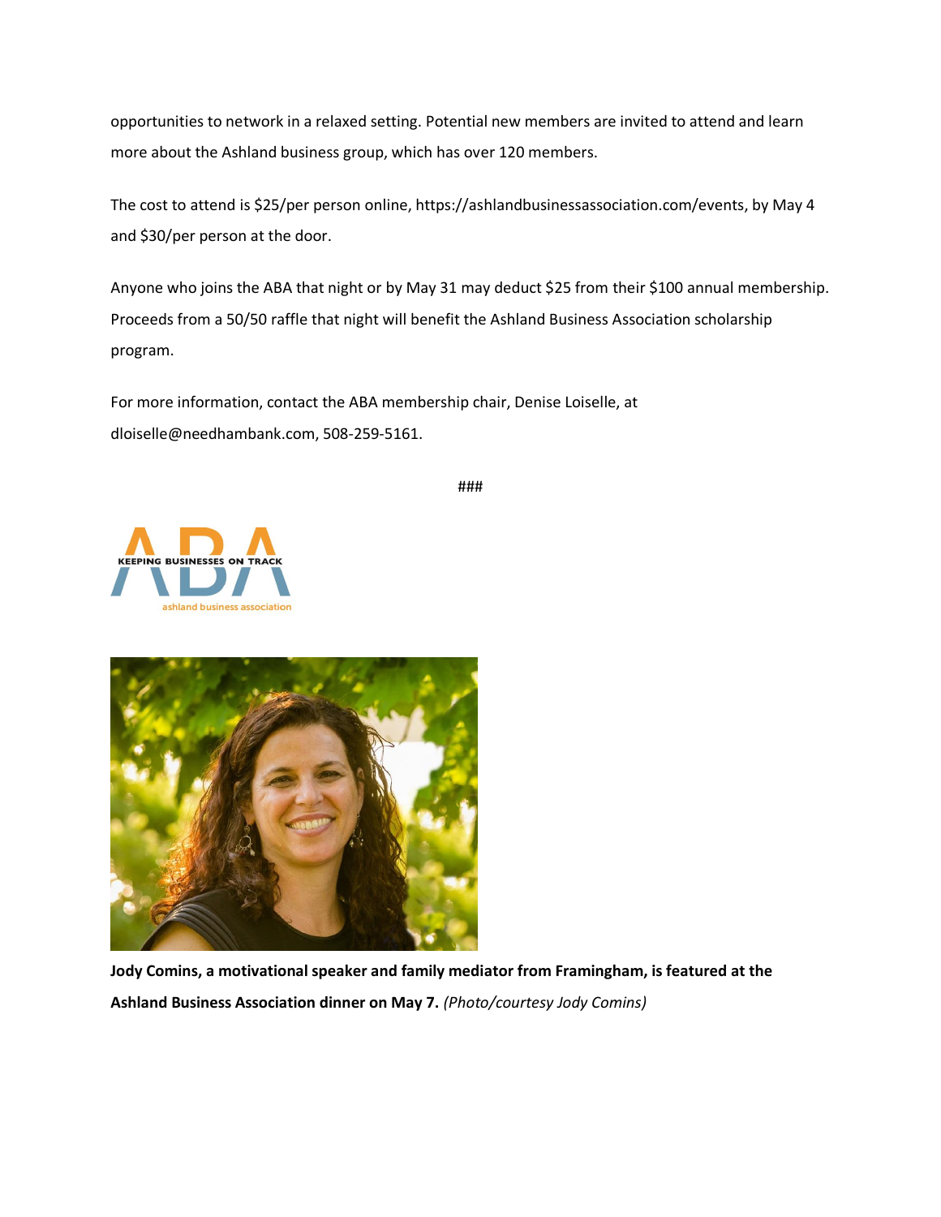opportunities to network in a relaxed setting. Potential new members are invited to attend and learn more about the Ashland business group, which has over 120 members.

The cost to attend is $25/per person online, https://ashlandbusinessassociation.com/events, by May 4 and $30/per person at the door.

Anyone who joins the ABA that night or by May 31 may deduct $25 from their $100 annual membership. Proceeds from a 50/50 raffle that night will benefit the Ashland Business Association scholarship program.

For more information, contact the ABA membership chair, Denise Loiselle, at dloiselle@needhambank.com, 508-259-5161.

###

**Jody Comins, a motivational speaker and family mediator from Framingham, is featured at the Ashland Business Association dinner on May 7.** *(Photo/courtesy Jody Comins)*